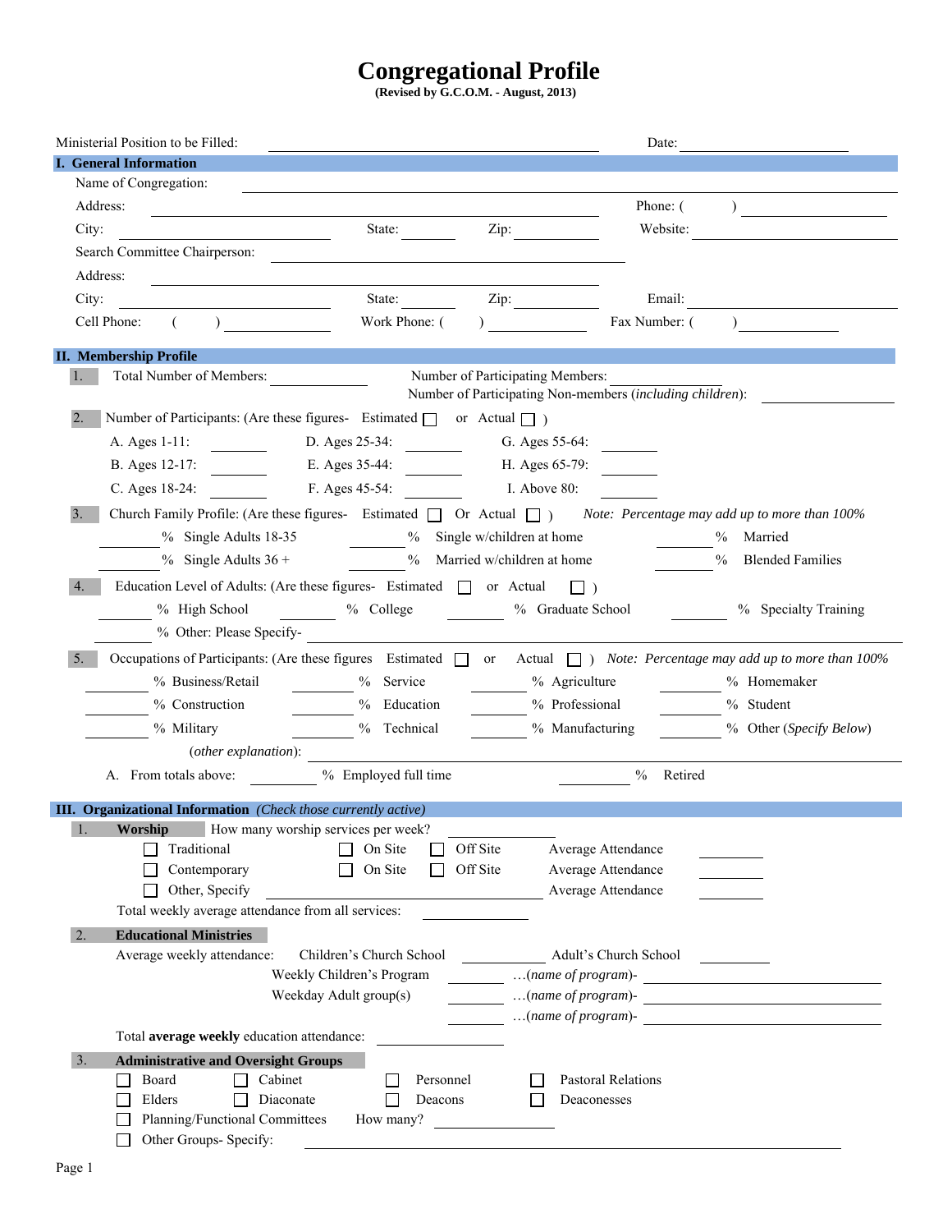# Congregational Profile

**(Revised by G.C.O.M. - August, 2013)**

Ministerial Position to be Filled: ______________________ Date: ____________

## I. General Information

Name of Congregation: ______________________

Address: ______________________ Phone: ( ) ____________

City: ____________ State: ______ Zip: ______ Website: ____________

Search Committee Chairperson: ______________________

Address: ______________________

City: ____________ State: ______ Zip: ______ Email: ____________

Cell Phone: ( ) ____________ Work Phone: ( ) ____________ Fax Number: ( ) ____________

## II. Membership Profile

1. Total Number of Members: ________ Number of Participating Members: ________
   Number of Participating Non-members (*including children*): ________

2. Number of Participants: (Are these figures- Estimated ☐ or Actual ☐ )

   A. Ages 1-11: ______ D. Ages 25-34: ______ G. Ages 55-64: ______
   B. Ages 12-17: ______ E. Ages 35-44: ______ H. Ages 65-79: ______
   C. Ages 18-24: ______ F. Ages 45-54: ______ I. Above 80: ______

3. Church Family Profile: (Are these figures- Estimated ☐ Or Actual ☐ ) *Note: Percentage may add up to more than 100%*

   ______ % Single Adults 18-35 ______ % Single w/children at home ______ % Married
   ______ % Single Adults 36 + ______ % Married w/children at home ______ % Blended Families

4. Education Level of Adults: (Are these figures- Estimated ☐ or Actual ☐ )

   ______ % High School ______ % College ______ % Graduate School ______ % Specialty Training
   ______ % Other: Please Specify- ______________________

5. Occupations of Participants: (Are these figures Estimated ☐ or Actual ☐ ) *Note: Percentage may add up to more than 100%*

   ______ % Business/Retail ______ % Service ______ % Agriculture ______ % Homemaker
   ______ % Construction ______ % Education ______ % Professional ______ % Student
   ______ % Military ______ % Technical ______ % Manufacturing ______ % Other (*Specify Below*)

   (*other explanation*): ______________________

   A. From totals above: ______ % Employed full time ______ % Retired

## III. Organizational Information *(Check those currently active)*

1. **Worship** How many worship services per week? ______

   ☐ Traditional ☐ On Site ☐ Off Site Average Attendance ______
   ☐ Contemporary ☐ On Site ☐ Off Site Average Attendance ______
   ☐ Other, Specify ______________ Average Attendance ______

   Total weekly average attendance from all services: ______

2. **Educational Ministries**

   Average weekly attendance: Children's Church School ______ Adult's Church School ______
   Weekly Children's Program ______ …(*name of program*)- ______________
   Weekday Adult group(s) ______ …(*name of program*)- ______________
   ______ …(*name of program*)- ______________

   Total **average weekly** education attendance: ______

3. **Administrative and Oversight Groups**

   ☐ Board ☐ Cabinet ☐ Personnel ☐ Pastoral Relations
   ☐ Elders ☐ Diaconate ☐ Deacons ☐ Deaconesses
   ☐ Planning/Functional Committees How many? ______
   ☐ Other Groups- Specify: ______________________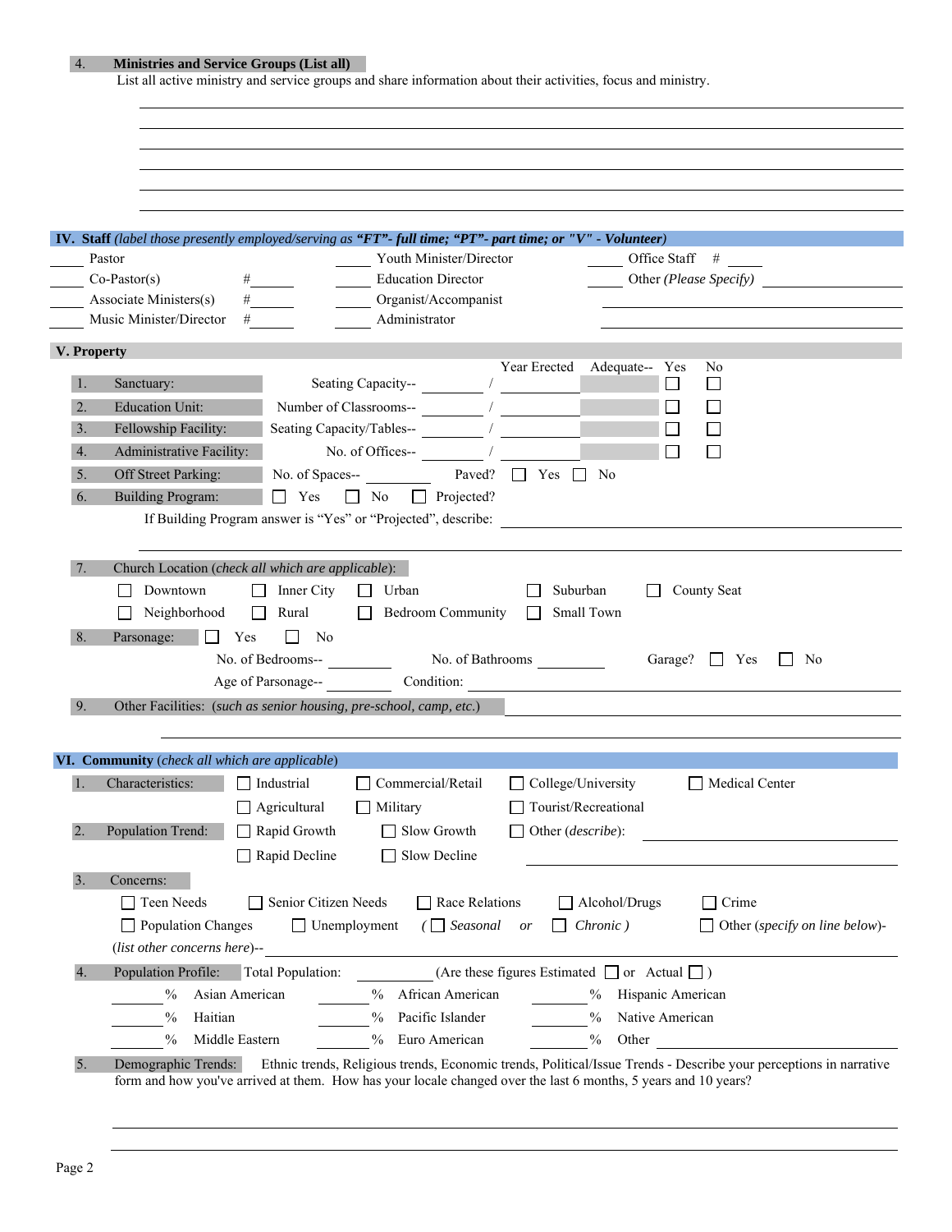4. **Ministries and Service Groups (List all)**

List all active ministry and service groups and share information about their activities, focus and ministry.

______________________________________________________________________

______________________________________________________________________

______________________________________________________________________

______________________________________________________________________

______________________________________________________________________

## IV. Staff *(label those presently employed/serving as "FT"- full time; "PT"- part time; or "V" - Volunteer)*

| | | |
|---|---|---|
| _____ Pastor | _____ Youth Minister/Director | _____ Office Staff # _____ |
| _____ Co-Pastor(s) # _____ | _____ Education Director | _____ Other *(Please Specify)* _____ |
| _____ Associate Ministers(s) # _____ | _____ Organist/Accompanist | _____ |
| _____ Music Minister/Director # _____ | _____ Administrator | _____ |

## V. Property

| | | | Year Erected | Adequate-- Yes | No |
|---|---|---|---|---|---|
| 1. Sanctuary: | Seating Capacity-- _____ / | _____ | | ☐ | ☐ |
| 2. Education Unit: | Number of Classrooms-- _____ / | _____ | | ☐ | ☐ |
| 3. Fellowship Facility: | Seating Capacity/Tables-- _____ / | _____ | | ☐ | ☐ |
| 4. Administrative Facility: | No. of Offices-- _____ / | _____ | | ☐ | ☐ |

5. Off Street Parking: No. of Spaces-- _____ Paved? ☐ Yes ☐ No

6. Building Program: ☐ Yes ☐ No ☐ Projected?

If Building Program answer is "Yes" or "Projected", describe: ______________________________

______________________________________________________________________

7. Church Location (*check all which are applicable*):

☐ Downtown ☐ Inner City ☐ Urban ☐ Suburban ☐ County Seat

☐ Neighborhood ☐ Rural ☐ Bedroom Community ☐ Small Town

8. Parsonage: ☐ Yes ☐ No

No. of Bedrooms-- _____ No. of Bathrooms _____ Garage? ☐ Yes ☐ No

Age of Parsonage-- _____ Condition: ______________________________

9. Other Facilities: (*such as senior housing, pre-school, camp, etc.*) ______________________________

______________________________________________________________________

## VI. Community (*check all which are applicable*)

1. Characteristics: ☐ Industrial ☐ Commercial/Retail ☐ College/University ☐ Medical Center

☐ Agricultural ☐ Military ☐ Tourist/Recreational

2. Population Trend: ☐ Rapid Growth ☐ Slow Growth ☐ Other (*describe*): ______________________________

☐ Rapid Decline ☐ Slow Decline ______________________________

3. Concerns:

☐ Teen Needs ☐ Senior Citizen Needs ☐ Race Relations ☐ Alcohol/Drugs ☐ Crime

☐ Population Changes ☐ Unemployment ( ☐ *Seasonal* *or* ☐ *Chronic* ) ☐ Other (*specify on line below*)-

(*list other concerns here*)-- ______________________________

4. Population Profile: Total Population: _____ (Are these figures Estimated ☐ or Actual ☐ )

| | | |
|---|---|---|
| _____ % Asian American | _____ % African American | _____ % Hispanic American |
| _____ % Haitian | _____ % Pacific Islander | _____ % Native American |
| _____ % Middle Eastern | _____ % Euro American | _____ % Other _____ |

5. Demographic Trends: Ethnic trends, Religious trends, Economic trends, Political/Issue Trends - Describe your perceptions in narrative form and how you've arrived at them. How has your locale changed over the last 6 months, 5 years and 10 years?

______________________________________________________________________

______________________________________________________________________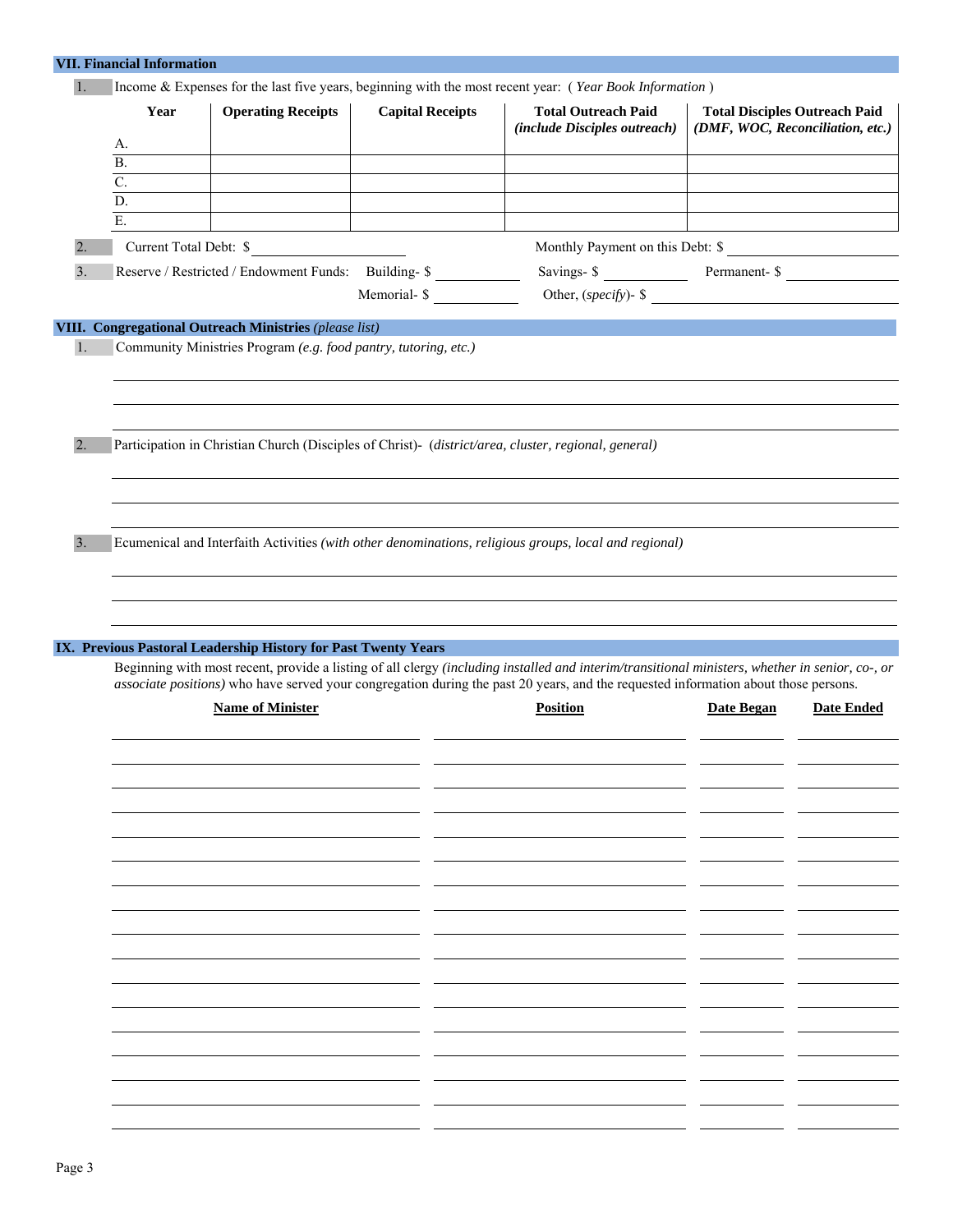## VII. Financial Information

1. Income & Expenses for the last five years, beginning with the most recent year: ( *Year Book Information* )

| Year | Operating Receipts | Capital Receipts | Total Outreach Paid *(include Disciples outreach)* | Total Disciples Outreach Paid *(DMF, WOC, Reconciliation, etc.)* |
|---|---|---|---|---|
| A. | | | | |
| B. | | | | |
| C. | | | | |
| D. | | | | |
| E. | | | | |

2. Current Total Debt: $ ____________ Monthly Payment on this Debt: $ ____________

3. Reserve / Restricted / Endowment Funds: Building- $ ________ Savings- $ ________ Permanent- $ ________
   Memorial- $ ________ Other, (*specify*)- $ ____________

## VIII. Congregational Outreach Ministries *(please list)*

1. Community Ministries Program *(e.g. food pantry, tutoring, etc.)*

______________________________________________

______________________________________________

______________________________________________

2. Participation in Christian Church (Disciples of Christ)- (*district/area, cluster, regional, general)*

______________________________________________

______________________________________________

______________________________________________

3. Ecumenical and Interfaith Activities *(with other denominations, religious groups, local and regional)*

______________________________________________

______________________________________________

______________________________________________

## IX. Previous Pastoral Leadership History for Past Twenty Years

Beginning with most recent, provide a listing of all clergy *(including installed and interim/transitional ministers, whether in senior, co-, or associate positions)* who have served your congregation during the past 20 years, and the requested information about those persons.

| Name of Minister | Position | Date Began | Date Ended |
|---|---|---|---|
| | | | |
| | | | |
| | | | |
| | | | |
| | | | |
| | | | |
| | | | |
| | | | |
| | | | |
| | | | |
| | | | |
| | | | |
| | | | |
| | | | |
| | | | |
| | | | |
| | | | |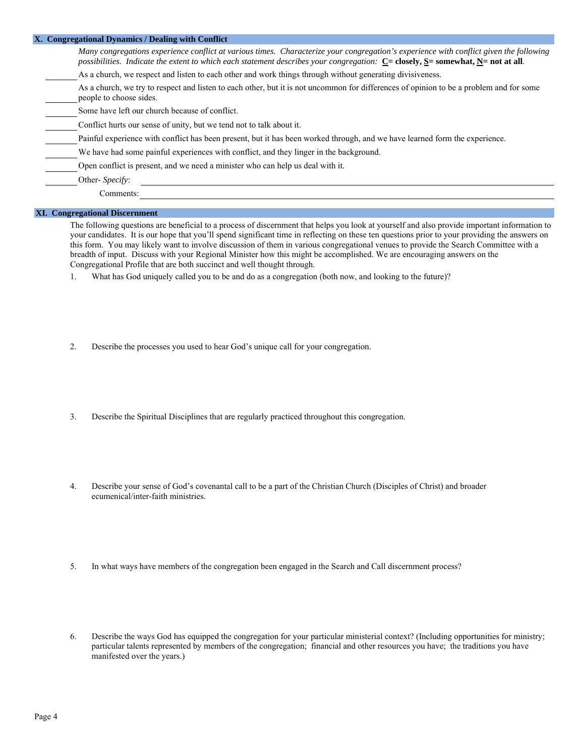## X. Congregational Dynamics / Dealing with Conflict

*Many congregations experience conflict at various times. Characterize your congregation's experience with conflict given the following possibilities. Indicate the extent to which each statement describes your congregation:* **C= closely, S= somewhat, N= not at all**.

_______ As a church, we respect and listen to each other and work things through without generating divisiveness.

_______ As a church, we try to respect and listen to each other, but it is not uncommon for differences of opinion to be a problem and for some people to choose sides.

_______ Some have left our church because of conflict.

_______ Conflict hurts our sense of unity, but we tend not to talk about it.

_______ Painful experience with conflict has been present, but it has been worked through, and we have learned form the experience.

_______ We have had some painful experiences with conflict, and they linger in the background.

_______ Open conflict is present, and we need a minister who can help us deal with it.

_______ Other- *Specify*: ____________________________________________

Comments: ____________________________________________

## XI. Congregational Discernment

The following questions are beneficial to a process of discernment that helps you look at yourself and also provide important information to your candidates. It is our hope that you'll spend significant time in reflecting on these ten questions prior to your providing the answers on this form. You may likely want to involve discussion of them in various congregational venues to provide the Search Committee with a breadth of input. Discuss with your Regional Minister how this might be accomplished. We are encouraging answers on the Congregational Profile that are both succinct and well thought through.

1. What has God uniquely called you to be and do as a congregation (both now, and looking to the future)?

2. Describe the processes you used to hear God's unique call for your congregation.

3. Describe the Spiritual Disciplines that are regularly practiced throughout this congregation.

4. Describe your sense of God's covenantal call to be a part of the Christian Church (Disciples of Christ) and broader ecumenical/inter-faith ministries.

5. In what ways have members of the congregation been engaged in the Search and Call discernment process?

6. Describe the ways God has equipped the congregation for your particular ministerial context? (Including opportunities for ministry; particular talents represented by members of the congregation; financial and other resources you have; the traditions you have manifested over the years.)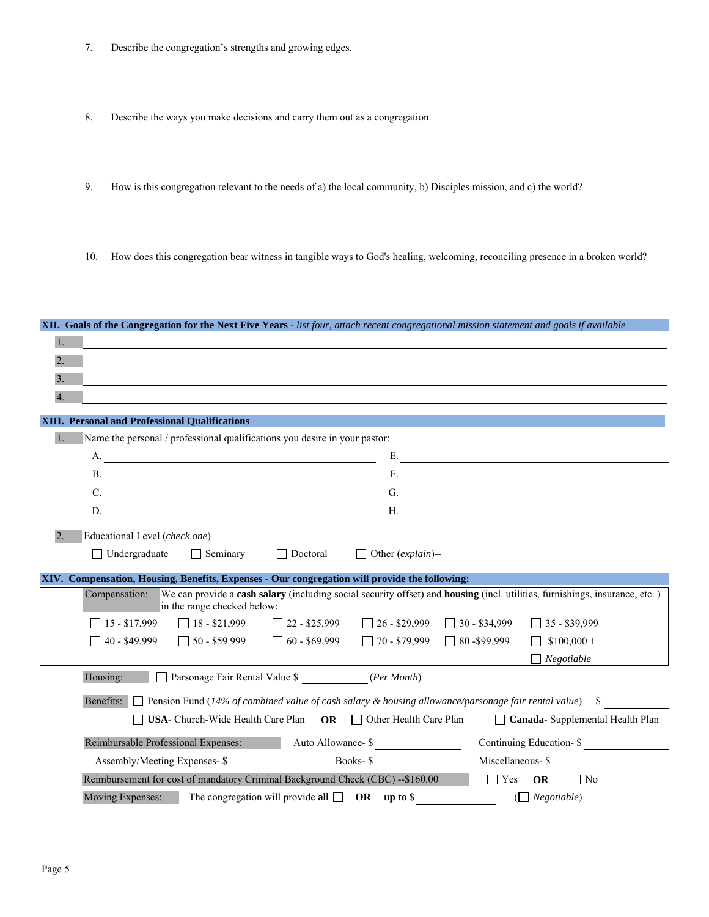7. Describe the congregation's strengths and growing edges.

8. Describe the ways you make decisions and carry them out as a congregation.

9. How is this congregation relevant to the needs of a) the local community, b) Disciples mission, and c) the world?

10. How does this congregation bear witness in tangible ways to God's healing, welcoming, reconciling presence in a broken world?

## XII. Goals of the Congregation for the Next Five Years - *list four, attach recent congregational mission statement and goals if available*

1. ______________________________
2. ______________________________
3. ______________________________
4. ______________________________

## XIII. Personal and Professional Qualifications

1. Name the personal / professional qualifications you desire in your pastor:

   A. ______________________  E. ______________________
   B. ______________________  F. ______________________
   C. ______________________  G. ______________________
   D. ______________________  H. ______________________

2. Educational Level (*check one*)

   ☐ Undergraduate  ☐ Seminary  ☐ Doctoral  ☐ Other (*explain*)-- ______________________

## XIV. Compensation, Housing, Benefits, Expenses - Our congregation will provide the following:

Compensation: We can provide a **cash salary** (including social security offset) and **housing** (incl. utilities, furnishings, insurance, etc. ) in the range checked below:

| | | | | | |
|---|---|---|---|---|---|
| ☐ 15 - $17,999 | ☐ 18 - $21,999 | ☐ 22 - $25,999 | ☐ 26 - $29,999 | ☐ 30 - $34,999 | ☐ 35 - $39,999 |
| ☐ 40 - $49,999 | ☐ 50 - $59.999 | ☐ 60 - $69,999 | ☐ 70 - $79,999 | ☐ 80 -$99,999 | ☐ $100,000 + |
| | | | | | ☐ *Negotiable* |

Housing: ☐ Parsonage Fair Rental Value $ ____________ (*Per Month*)

Benefits: ☐ Pension Fund (*14% of combined value of cash salary & housing allowance/parsonage fair rental value*) $ ____________

☐ **USA-** Church-Wide Health Care Plan **OR** ☐ Other Health Care Plan ☐ **Canada-** Supplemental Health Plan

Reimbursable Professional Expenses: Auto Allowance- $ ____________ Continuing Education- $ ____________

Assembly/Meeting Expenses- $ ____________ Books- $ ____________ Miscellaneous- $ ____________

Reimbursement for cost of mandatory Criminal Background Check (CBC) --$160.00 ☐ Yes **OR** ☐ No

Moving Expenses: The congregation will provide **all** ☐ **OR** **up to** $ ____________ (☐ *Negotiable*)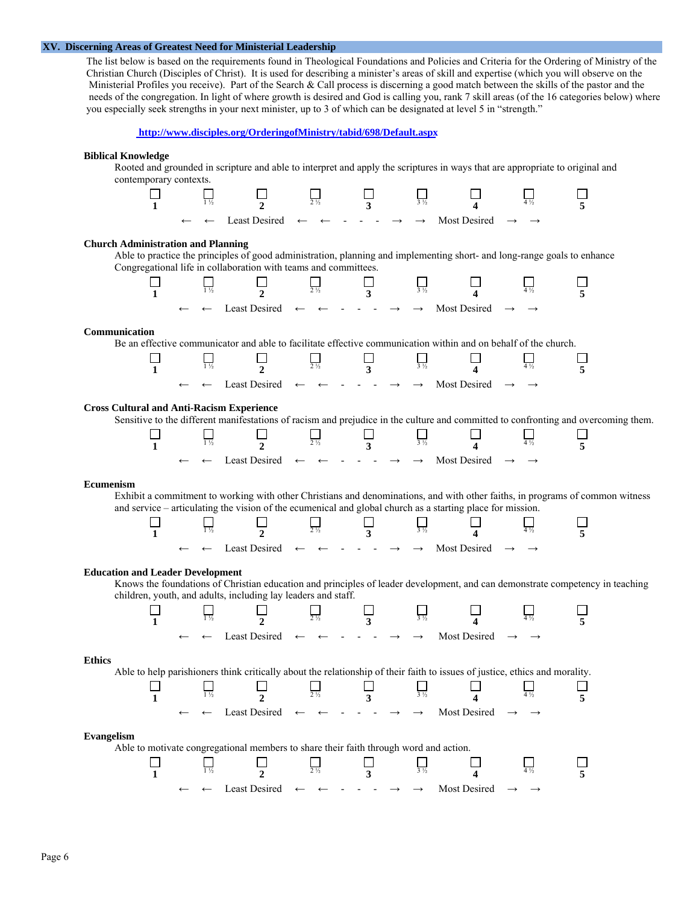## XV. Discerning Areas of Greatest Need for Ministerial Leadership

The list below is based on the requirements found in Theological Foundations and Policies and Criteria for the Ordering of Ministry of the Christian Church (Disciples of Christ). It is used for describing a minister's areas of skill and expertise (which you will observe on the Ministerial Profiles you receive). Part of the Search & Call process is discerning a good match between the skills of the pastor and the needs of the congregation. In light of where growth is desired and God is calling you, rank 7 skill areas (of the 16 categories below) where you especially seek strengths in your next minister, up to 3 of which can be designated at level 5 in "strength."

**http://www.disciples.org/OrderingofMinistry/tabid/698/Default.aspx**

**Biblical Knowledge**

Rooted and grounded in scripture and able to interpret and apply the scriptures in ways that are appropriate to original and contemporary contexts.

☐ **1** ☐ 1 ½ ☐ **2** ☐ 2 ½ ☐ **3** ☐ 3 ½ ☐ **4** ☐ 4 ½ ☐ **5**

← ← Least Desired ← ← - - - - → → Most Desired → →

**Church Administration and Planning**

Able to practice the principles of good administration, planning and implementing short- and long-range goals to enhance Congregational life in collaboration with teams and committees.

☐ **1** ☐ 1 ½ ☐ **2** ☐ 2 ½ ☐ **3** ☐ 3 ½ ☐ **4** ☐ 4 ½ ☐ **5**

← ← Least Desired ← ← - - - - → → Most Desired → →

**Communication**

Be an effective communicator and able to facilitate effective communication within and on behalf of the church.

☐ **1** ☐ 1 ½ ☐ **2** ☐ 2 ½ ☐ **3** ☐ 3 ½ ☐ **4** ☐ 4 ½ ☐ **5**

← ← Least Desired ← ← - - - - → → Most Desired → →

**Cross Cultural and Anti-Racism Experience**

Sensitive to the different manifestations of racism and prejudice in the culture and committed to confronting and overcoming them.

☐ **1** ☐ 1 ½ ☐ **2** ☐ 2 ½ ☐ **3** ☐ 3 ½ ☐ **4** ☐ 4 ½ ☐ **5**

← ← Least Desired ← ← - - - - → → Most Desired → →

**Ecumenism**

Exhibit a commitment to working with other Christians and denominations, and with other faiths, in programs of common witness and service – articulating the vision of the ecumenical and global church as a starting place for mission.

☐ **1** ☐ 1 ½ ☐ **2** ☐ 2 ½ ☐ **3** ☐ 3 ½ ☐ **4** ☐ 4 ½ ☐ **5**

← ← Least Desired ← ← - - - - → → Most Desired → →

**Education and Leader Development**

Knows the foundations of Christian education and principles of leader development, and can demonstrate competency in teaching children, youth, and adults, including lay leaders and staff.

☐ **1** ☐ 1 ½ ☐ **2** ☐ 2 ½ ☐ **3** ☐ 3 ½ ☐ **4** ☐ 4 ½ ☐ **5**

← ← Least Desired ← ← - - - - → → Most Desired → →

**Ethics**

Able to help parishioners think critically about the relationship of their faith to issues of justice, ethics and morality.

☐ **1** ☐ 1 ½ ☐ **2** ☐ 2 ½ ☐ **3** ☐ 3 ½ ☐ **4** ☐ 4 ½ ☐ **5**

← ← Least Desired ← ← - - - - → → Most Desired → →

**Evangelism**

Able to motivate congregational members to share their faith through word and action.

☐ **1** ☐ 1 ½ ☐ **2** ☐ 2 ½ ☐ **3** ☐ 3 ½ ☐ **4** ☐ 4 ½ ☐ **5**

← ← Least Desired ← ← - - - - → → Most Desired → →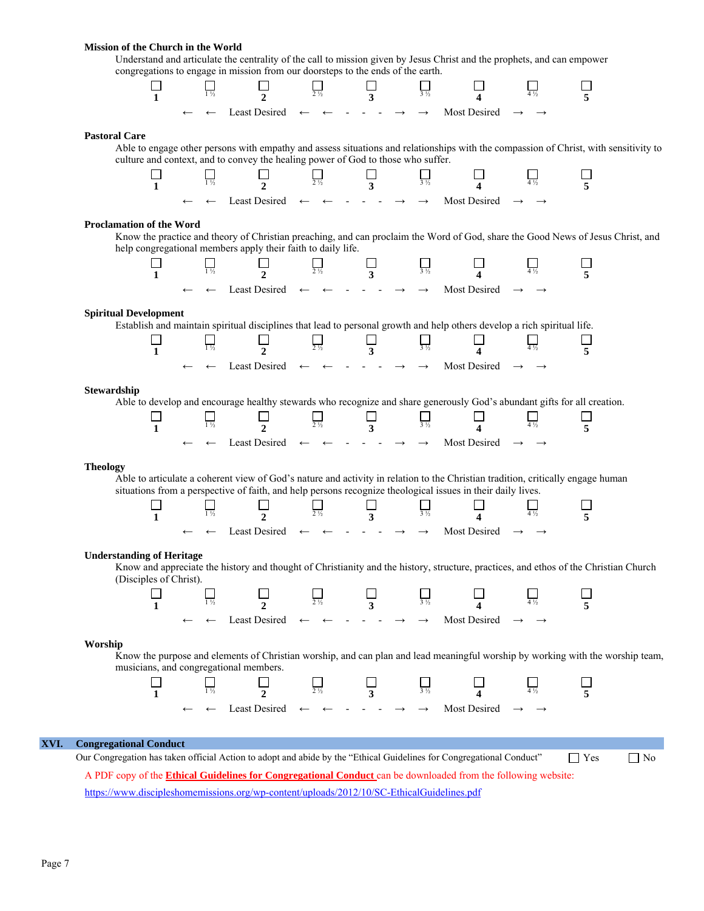**Mission of the Church in the World**

Understand and articulate the centrality of the call to mission given by Jesus Christ and the prophets, and can empower congregations to engage in mission from our doorsteps to the ends of the earth.

☐ 1 ☐ 1½ ☐ 2 ☐ 2½ ☐ 3 ☐ 3½ ☐ 4 ☐ 4½ ☐ 5

← ← Least Desired ← ← - - - → → Most Desired → →

**Pastoral Care**

Able to engage other persons with empathy and assess situations and relationships with the compassion of Christ, with sensitivity to culture and context, and to convey the healing power of God to those who suffer.

☐ 1 ☐ 1½ ☐ 2 ☐ 2½ ☐ 3 ☐ 3½ ☐ 4 ☐ 4½ ☐ 5

← ← Least Desired ← ← - - - → → Most Desired → →

**Proclamation of the Word**

Know the practice and theory of Christian preaching, and can proclaim the Word of God, share the Good News of Jesus Christ, and help congregational members apply their faith to daily life.

☐ 1 ☐ 1½ ☐ 2 ☐ 2½ ☐ 3 ☐ 3½ ☐ 4 ☐ 4½ ☐ 5

← ← Least Desired ← ← - - - → → Most Desired → →

**Spiritual Development**

Establish and maintain spiritual disciplines that lead to personal growth and help others develop a rich spiritual life.

☐ 1 ☐ 1½ ☐ 2 ☐ 2½ ☐ 3 ☐ 3½ ☐ 4 ☐ 4½ ☐ 5

← ← Least Desired ← ← - - - → → Most Desired → →

**Stewardship**

Able to develop and encourage healthy stewards who recognize and share generously God's abundant gifts for all creation.

☐ 1 ☐ 1½ ☐ 2 ☐ 2½ ☐ 3 ☐ 3½ ☐ 4 ☐ 4½ ☐ 5

← ← Least Desired ← ← - - - → → Most Desired → →

**Theology**

Able to articulate a coherent view of God's nature and activity in relation to the Christian tradition, critically engage human situations from a perspective of faith, and help persons recognize theological issues in their daily lives.

☐ 1 ☐ 1½ ☐ 2 ☐ 2½ ☐ 3 ☐ 3½ ☐ 4 ☐ 4½ ☐ 5

← ← Least Desired ← ← - - - → → Most Desired → →

**Understanding of Heritage**

Know and appreciate the history and thought of Christianity and the history, structure, practices, and ethos of the Christian Church (Disciples of Christ).

☐ 1 ☐ 1½ ☐ 2 ☐ 2½ ☐ 3 ☐ 3½ ☐ 4 ☐ 4½ ☐ 5

← ← Least Desired ← ← - - - → → Most Desired → →

**Worship**

Know the purpose and elements of Christian worship, and can plan and lead meaningful worship by working with the worship team, musicians, and congregational members.

☐ 1 ☐ 1½ ☐ 2 ☐ 2½ ☐ 3 ☐ 3½ ☐ 4 ☐ 4½ ☐ 5

← ← Least Desired ← ← - - - → → Most Desired → →

## XVI. Congregational Conduct

Our Congregation has taken official Action to adopt and abide by the "Ethical Guidelines for Congregational Conduct" ☐ Yes ☐ No

A PDF copy of the **Ethical Guidelines for Congregational Conduct** can be downloaded from the following website:

https://www.discipleshomemissions.org/wp-content/uploads/2012/10/SC-EthicalGuidelines.pdf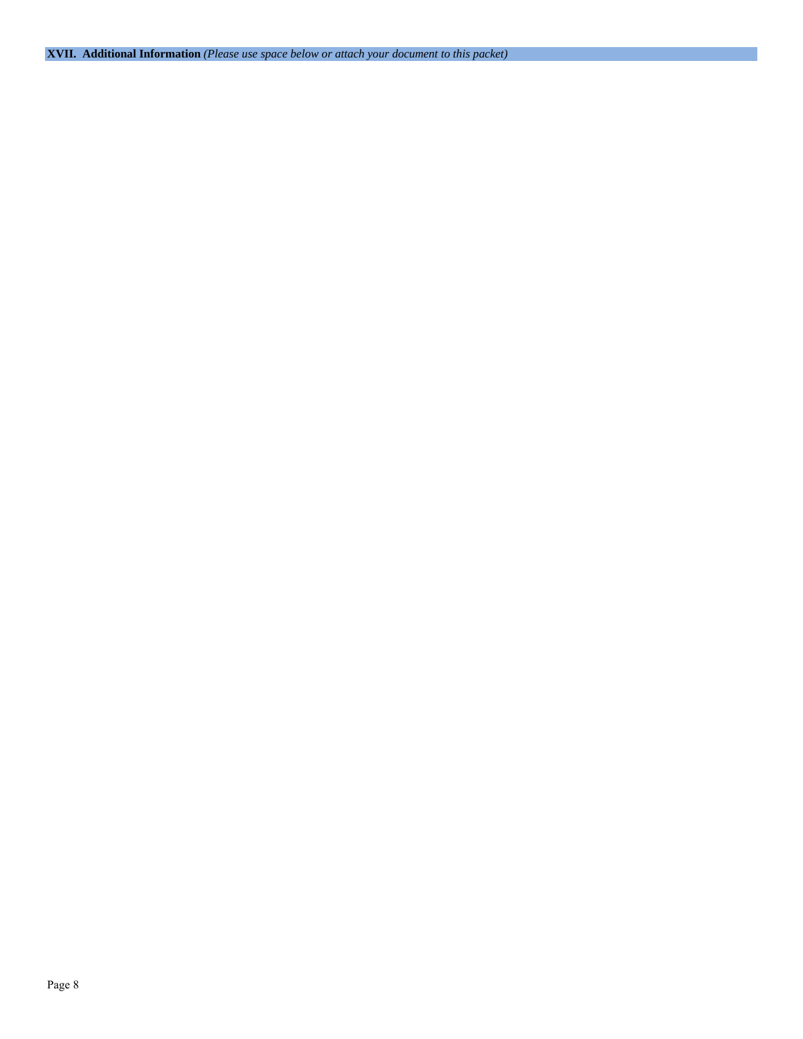**XVII. Additional Information** *(Please use space below or attach your document to this packet)*